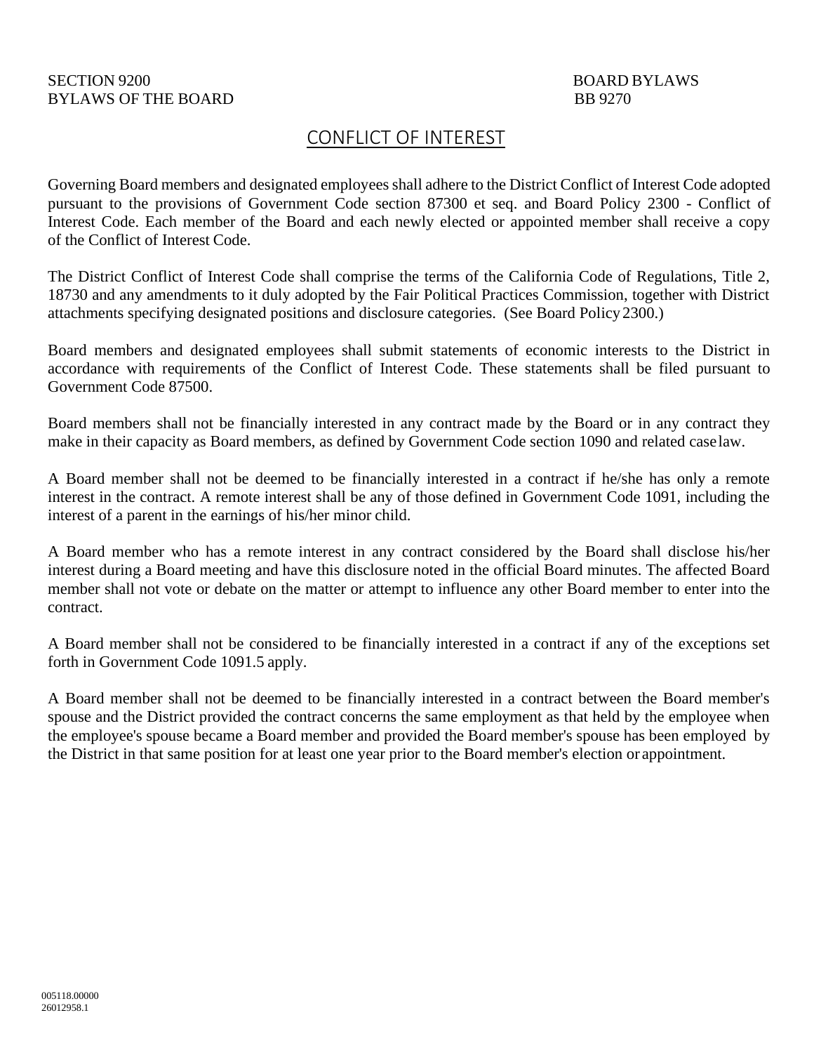SECTION 9200 BOARD BYLAWS
BYLAWS OF THE BOARD BB 9270

# CONFLICT OF INTEREST

Governing Board members and designated employees shall adhere to the District Conflict of Interest Code adopted pursuant to the provisions of Government Code section 87300 et seq. and Board Policy 2300 - Conflict of Interest Code. Each member of the Board and each newly elected or appointed member shall receive a copy of the Conflict of Interest Code.

The District Conflict of Interest Code shall comprise the terms of the California Code of Regulations, Title 2, 18730 and any amendments to it duly adopted by the Fair Political Practices Commission, together with District attachments specifying designated positions and disclosure categories. (See Board Policy 2300.)

Board members and designated employees shall submit statements of economic interests to the District in accordance with requirements of the Conflict of Interest Code. These statements shall be filed pursuant to Government Code 87500.

Board members shall not be financially interested in any contract made by the Board or in any contract they make in their capacity as Board members, as defined by Government Code section 1090 and related case law.

A Board member shall not be deemed to be financially interested in a contract if he/she has only a remote interest in the contract. A remote interest shall be any of those defined in Government Code 1091, including the interest of a parent in the earnings of his/her minor child.

A Board member who has a remote interest in any contract considered by the Board shall disclose his/her interest during a Board meeting and have this disclosure noted in the official Board minutes. The affected Board member shall not vote or debate on the matter or attempt to influence any other Board member to enter into the contract.

A Board member shall not be considered to be financially interested in a contract if any of the exceptions set forth in Government Code 1091.5 apply.

A Board member shall not be deemed to be financially interested in a contract between the Board member's spouse and the District provided the contract concerns the same employment as that held by the employee when the employee's spouse became a Board member and provided the Board member's spouse has been employed by the District in that same position for at least one year prior to the Board member's election or appointment.

005118.00000
26012958.1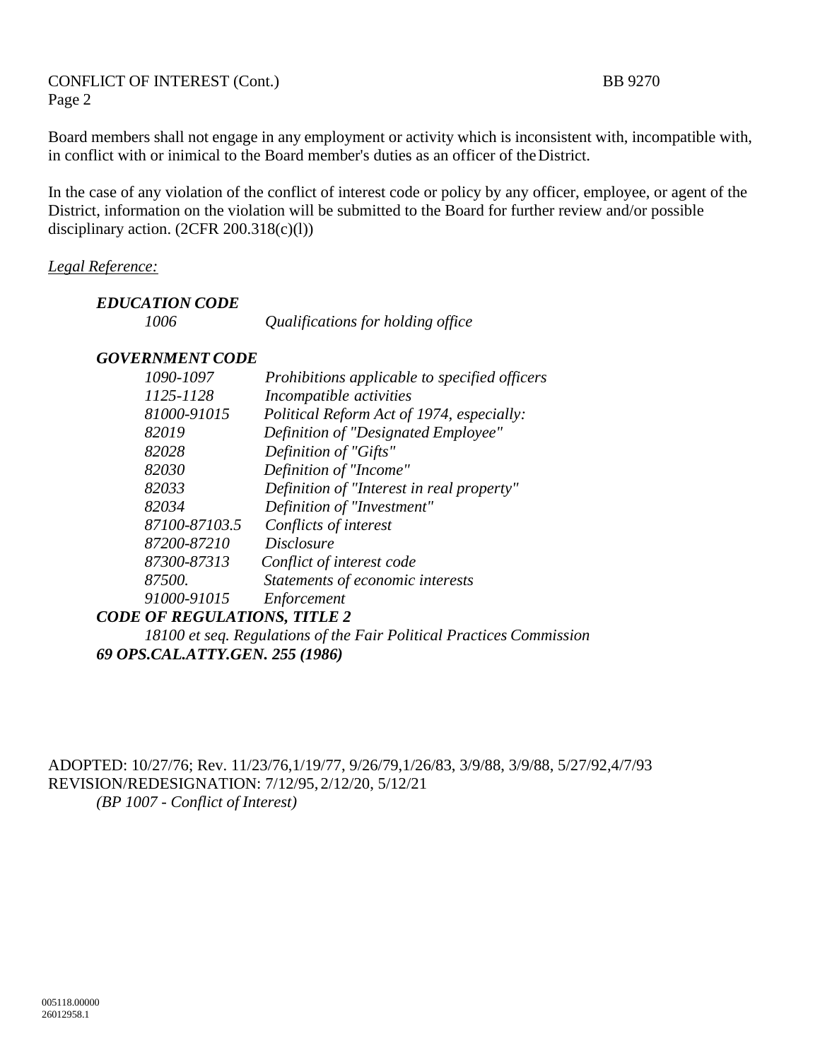Board members shall not engage in any employment or activity which is inconsistent with, incompatible with, in conflict with or inimical to the Board member's duties as an officer of the District.

In the case of any violation of the conflict of interest code or policy by any officer, employee, or agent of the District, information on the violation will be submitted to the Board for further review and/or possible disciplinary action. (2CFR 200.318(c)(l))

*Legal Reference:*

***EDUCATION CODE***

*1006 Qualifications for holding office*

***GOVERNMENT CODE***

*1090-1097 Prohibitions applicable to specified officers*
*1125-1128 Incompatible activities*
*81000-91015 Political Reform Act of 1974, especially:*
*82019 Definition of "Designated Employee"*
*82028 Definition of "Gifts"*
*82030 Definition of "Income"*
*82033 Definition of "Interest in real property"*
*82034 Definition of "Investment"*
*87100-87103.5 Conflicts of interest*
*87200-87210 Disclosure*
*87300-87313 Conflict of interest code*
*87500. Statements of economic interests*
*91000-91015 Enforcement*

***CODE OF REGULATIONS, TITLE 2***

*18100 et seq. Regulations of the Fair Political Practices Commission*

***69 OPS.CAL.ATTY.GEN. 255 (1986)***

ADOPTED: 10/27/76; Rev. 11/23/76,1/19/77, 9/26/79,1/26/83, 3/9/88, 3/9/88, 5/27/92,4/7/93
REVISION/REDESIGNATION: 7/12/95, 2/12/20, 5/12/21
*(BP 1007 - Conflict of Interest)*

005118.00000
26012958.1